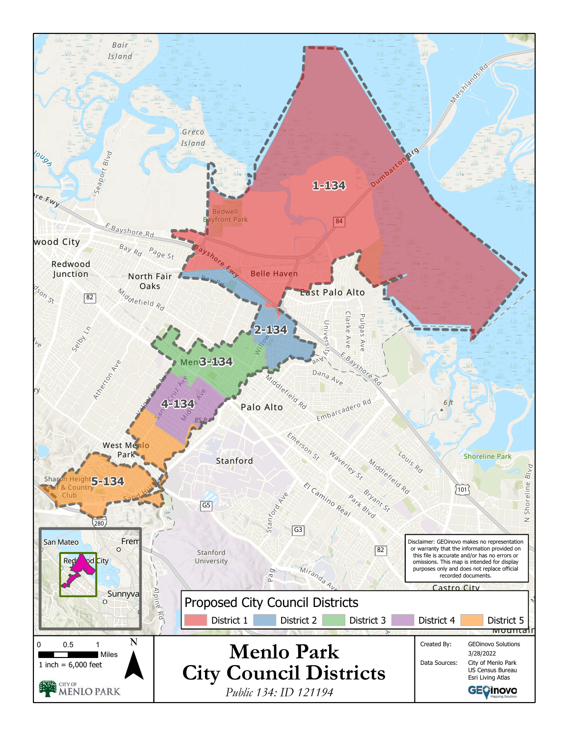# Menlo Park City Council Districts

*Public 134: ID 121194*

## Proposed City Council Districts

- District 1
- District 2
- District 3
- District 4
- District 5

District labels: 1-134, 2-134, 3-134, 4-134, 5-134

Disclaimer: GEOinovo makes no representation or warranty that the information provided on this file is accurate and/or has no errors or omissions. This map is intended for display purposes only and does not replace official recorded documents.

Created By: GEOinovo Solutions, 3/28/2022

Data Sources: City of Menlo Park, US Census Bureau, Esri Living Atlas

Scale: 0, 0.5, 1 Miles; 1 inch = 6,000 feet

CITY OF MENLO PARK

GEOinovo Mapping Solutions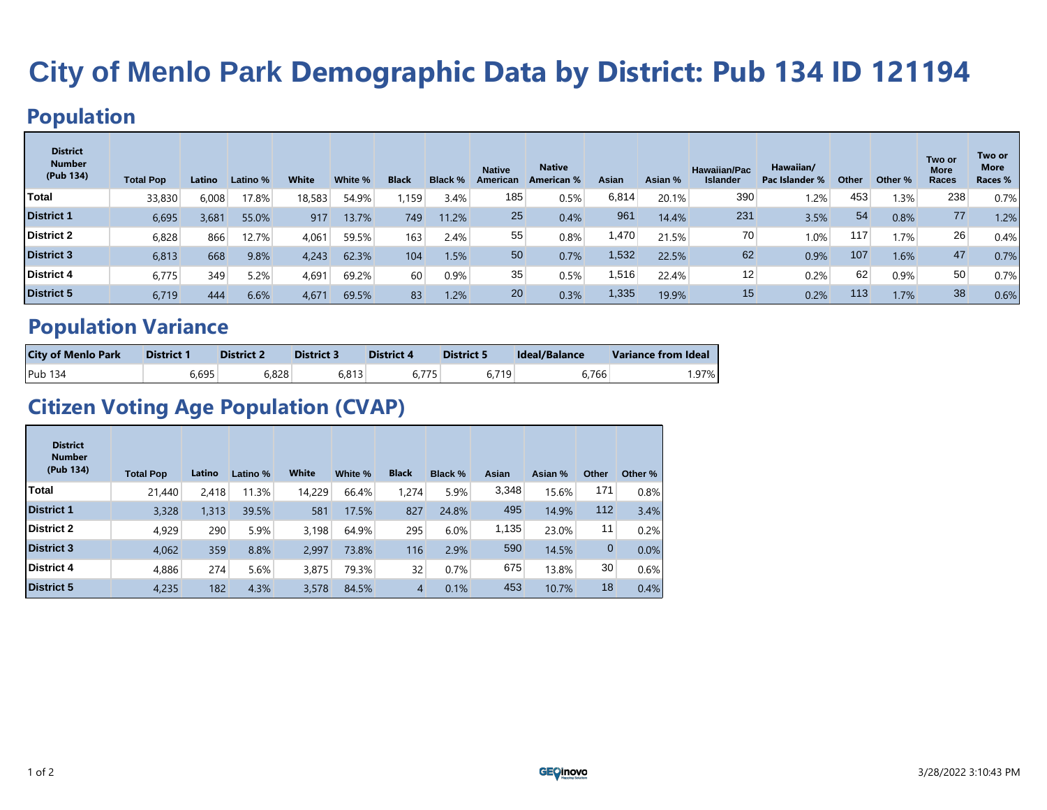# City of Menlo Park Demographic Data by District: Pub 134 ID 121194

## Population

| District Number (Pub 134) | Total Pop | Latino | Latino % | White | White % | Black | Black % | Native American | Native American % | Asian | Asian % | Hawaiian/Pac Islander | Hawaiian/ Pac Islander % | Other | Other % | Two or More Races | Two or More Races % |
|---|---|---|---|---|---|---|---|---|---|---|---|---|---|---|---|---|---|
| **Total** | 33,830 | 6,008 | 17.8% | 18,583 | 54.9% | 1,159 | 3.4% | 185 | 0.5% | 6,814 | 20.1% | 390 | 1.2% | 453 | 1.3% | 238 | 0.7% |
| **District 1** | 6,695 | 3,681 | 55.0% | 917 | 13.7% | 749 | 11.2% | 25 | 0.4% | 961 | 14.4% | 231 | 3.5% | 54 | 0.8% | 77 | 1.2% |
| **District 2** | 6,828 | 866 | 12.7% | 4,061 | 59.5% | 163 | 2.4% | 55 | 0.8% | 1,470 | 21.5% | 70 | 1.0% | 117 | 1.7% | 26 | 0.4% |
| **District 3** | 6,813 | 668 | 9.8% | 4,243 | 62.3% | 104 | 1.5% | 50 | 0.7% | 1,532 | 22.5% | 62 | 0.9% | 107 | 1.6% | 47 | 0.7% |
| **District 4** | 6,775 | 349 | 5.2% | 4,691 | 69.2% | 60 | 0.9% | 35 | 0.5% | 1,516 | 22.4% | 12 | 0.2% | 62 | 0.9% | 50 | 0.7% |
| **District 5** | 6,719 | 444 | 6.6% | 4,671 | 69.5% | 83 | 1.2% | 20 | 0.3% | 1,335 | 19.9% | 15 | 0.2% | 113 | 1.7% | 38 | 0.6% |

## Population Variance

| City of Menlo Park | District 1 | District 2 | District 3 | District 4 | District 5 | Ideal/Balance | Variance from Ideal |
|---|---|---|---|---|---|---|---|
| Pub 134 | 6,695 | 6,828 | 6,813 | 6,775 | 6,719 | 6,766 | 1.97% |

## Citizen Voting Age Population (CVAP)

| District Number (Pub 134) | Total Pop | Latino | Latino % | White | White % | Black | Black % | Asian | Asian % | Other | Other % |
|---|---|---|---|---|---|---|---|---|---|---|---|
| **Total** | 21,440 | 2,418 | 11.3% | 14,229 | 66.4% | 1,274 | 5.9% | 3,348 | 15.6% | 171 | 0.8% |
| **District 1** | 3,328 | 1,313 | 39.5% | 581 | 17.5% | 827 | 24.8% | 495 | 14.9% | 112 | 3.4% |
| **District 2** | 4,929 | 290 | 5.9% | 3,198 | 64.9% | 295 | 6.0% | 1,135 | 23.0% | 11 | 0.2% |
| **District 3** | 4,062 | 359 | 8.8% | 2,997 | 73.8% | 116 | 2.9% | 590 | 14.5% | 0 | 0.0% |
| **District 4** | 4,886 | 274 | 5.6% | 3,875 | 79.3% | 32 | 0.7% | 675 | 13.8% | 30 | 0.6% |
| **District 5** | 4,235 | 182 | 4.3% | 3,578 | 84.5% | 4 | 0.1% | 453 | 10.7% | 18 | 0.4% |

GEOinovo

3/28/2022 3:10:43 PM